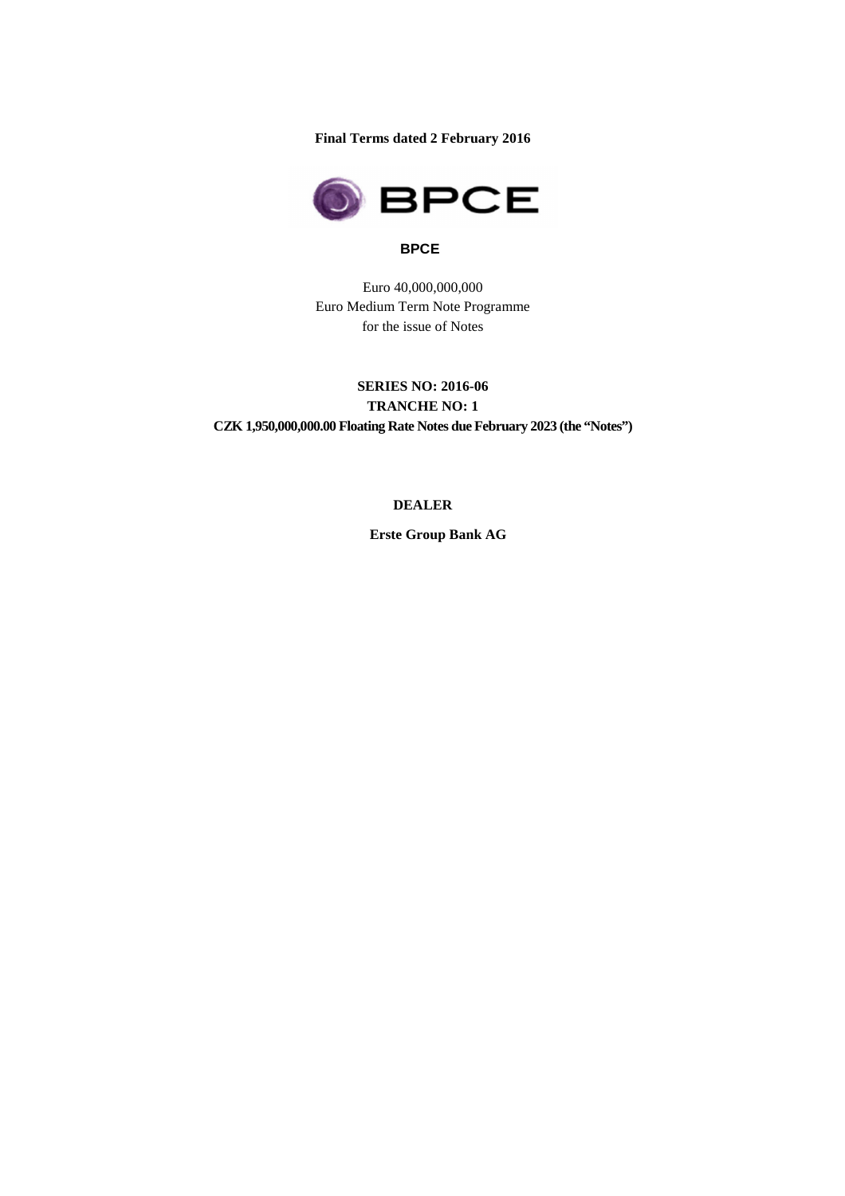**Final Terms dated 2 February 2016**

**BPCE**

Euro 40,000,000,000
Euro Medium Term Note Programme
for the issue of Notes

**SERIES NO: 2016-06**
**TRANCHE NO: 1**
**CZK 1,950,000,000.00 Floating Rate Notes due February 2023 (the "Notes")**

**DEALER**

**Erste Group Bank AG**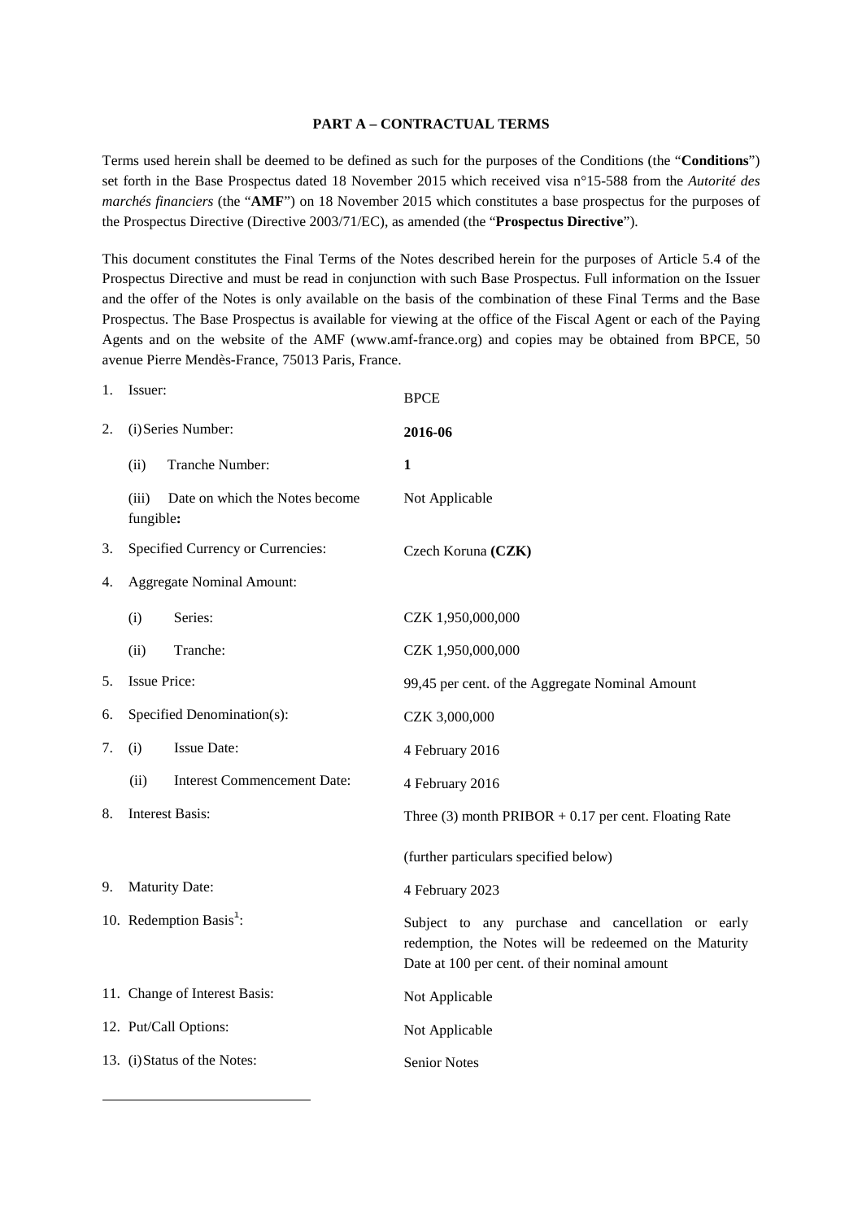### PART A – CONTRACTUAL TERMS

Terms used herein shall be deemed to be defined as such for the purposes of the Conditions (the "**Conditions**") set forth in the Base Prospectus dated 18 November 2015 which received visa n°15-588 from the *Autorité des marchés financiers* (the "**AMF**") on 18 November 2015 which constitutes a base prospectus for the purposes of the Prospectus Directive (Directive 2003/71/EC), as amended (the "**Prospectus Directive**").

This document constitutes the Final Terms of the Notes described herein for the purposes of Article 5.4 of the Prospectus Directive and must be read in conjunction with such Base Prospectus. Full information on the Issuer and the offer of the Notes is only available on the basis of the combination of these Final Terms and the Base Prospectus. The Base Prospectus is available for viewing at the office of the Fiscal Agent or each of the Paying Agents and on the website of the AMF (www.amf-france.org) and copies may be obtained from BPCE, 50 avenue Pierre Mendès-France, 75013 Paris, France.

| | | |
|---|---|---|
| 1. | Issuer: | BPCE |
| 2. | (i) Series Number: | **2016-06** |
| | (ii) Tranche Number: | **1** |
| | (iii) Date on which the Notes become fungible**:** | Not Applicable |
| 3. | Specified Currency or Currencies: | Czech Koruna **(CZK)** |
| 4. | Aggregate Nominal Amount: | |
| | (i) Series: | CZK 1,950,000,000 |
| | (ii) Tranche: | CZK 1,950,000,000 |
| 5. | Issue Price: | 99,45 per cent. of the Aggregate Nominal Amount |
| 6. | Specified Denomination(s): | CZK 3,000,000 |
| 7. | (i) Issue Date: | 4 February 2016 |
| | (ii) Interest Commencement Date: | 4 February 2016 |
| 8. | Interest Basis: | Three (3) month PRIBOR + 0.17 per cent. Floating Rate<br><br>(further particulars specified below) |
| 9. | Maturity Date: | 4 February 2023 |
| 10. | Redemption Basis[1]: | Subject to any purchase and cancellation or early redemption, the Notes will be redeemed on the Maturity Date at 100 per cent. of their nominal amount |
| 11. | Change of Interest Basis: | Not Applicable |
| 12. | Put/Call Options: | Not Applicable |
| 13. | (i) Status of the Notes: | Senior Notes |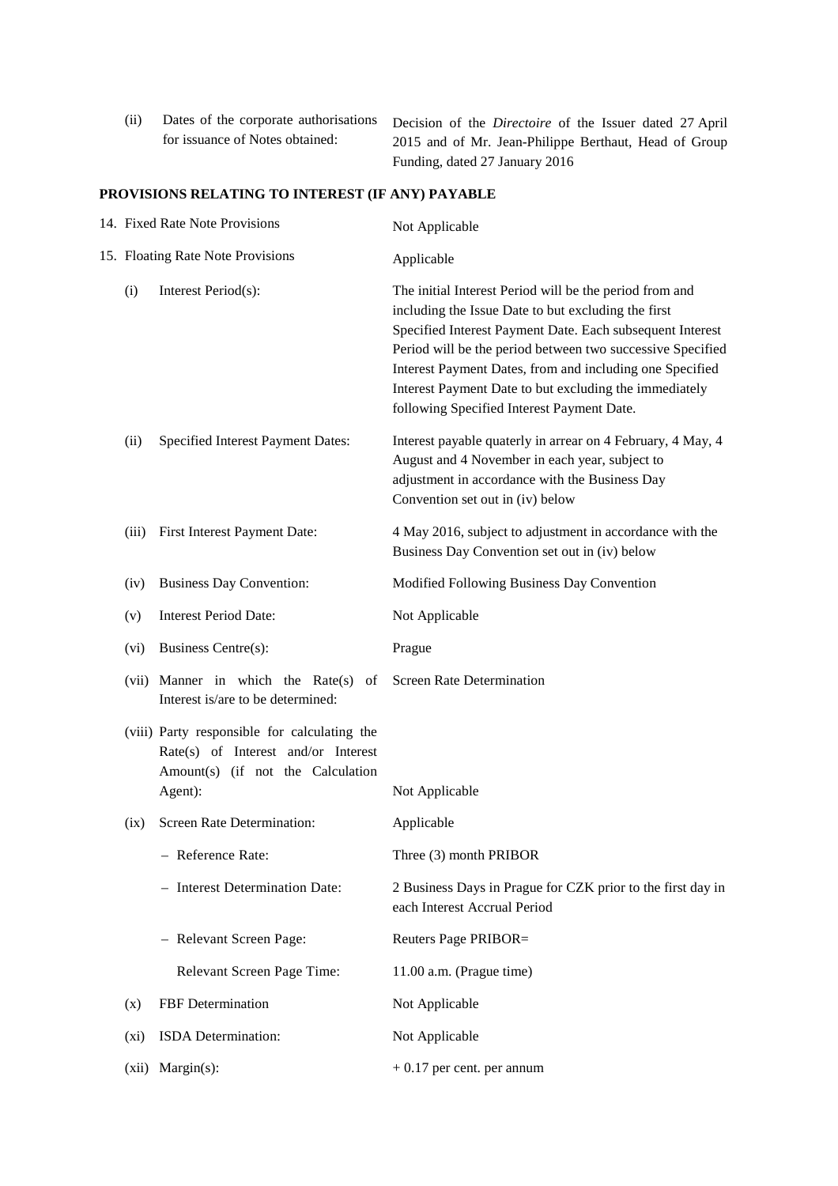| | | |
|---|---|---|
| (ii) | Dates of the corporate authorisations for issuance of Notes obtained: | Decision of the *Directoire* of the Issuer dated 27 April 2015 and of Mr. Jean-Philippe Berthaut, Head of Group Funding, dated 27 January 2016 |

**PROVISIONS RELATING TO INTEREST (IF ANY) PAYABLE**

| | | |
|---|---|---|
| 14. | Fixed Rate Note Provisions | Not Applicable |
| 15. | Floating Rate Note Provisions | Applicable |
| (i) | Interest Period(s): | The initial Interest Period will be the period from and including the Issue Date to but excluding the first Specified Interest Payment Date. Each subsequent Interest Period will be the period between two successive Specified Interest Payment Dates, from and including one Specified Interest Payment Date to but excluding the immediately following Specified Interest Payment Date. |
| (ii) | Specified Interest Payment Dates: | Interest payable quaterly in arrear on 4 February, 4 May, 4 August and 4 November in each year, subject to adjustment in accordance with the Business Day Convention set out in (iv) below |
| (iii) | First Interest Payment Date: | 4 May 2016, subject to adjustment in accordance with the Business Day Convention set out in (iv) below |
| (iv) | Business Day Convention: | Modified Following Business Day Convention |
| (v) | Interest Period Date: | Not Applicable |
| (vi) | Business Centre(s): | Prague |
| (vii) | Manner in which the Rate(s) of Interest is/are to be determined: | Screen Rate Determination |
| (viii) | Party responsible for calculating the Rate(s) of Interest and/or Interest Amount(s) (if not the Calculation Agent): | Not Applicable |
| (ix) | Screen Rate Determination: | Applicable |
| | – Reference Rate: | Three (3) month PRIBOR |
| | – Interest Determination Date: | 2 Business Days in Prague for CZK prior to the first day in each Interest Accrual Period |
| | – Relevant Screen Page: | Reuters Page PRIBOR= |
| | Relevant Screen Page Time: | 11.00 a.m. (Prague time) |
| (x) | FBF Determination | Not Applicable |
| (xi) | ISDA Determination: | Not Applicable |
| (xii) | Margin(s): | + 0.17 per cent. per annum |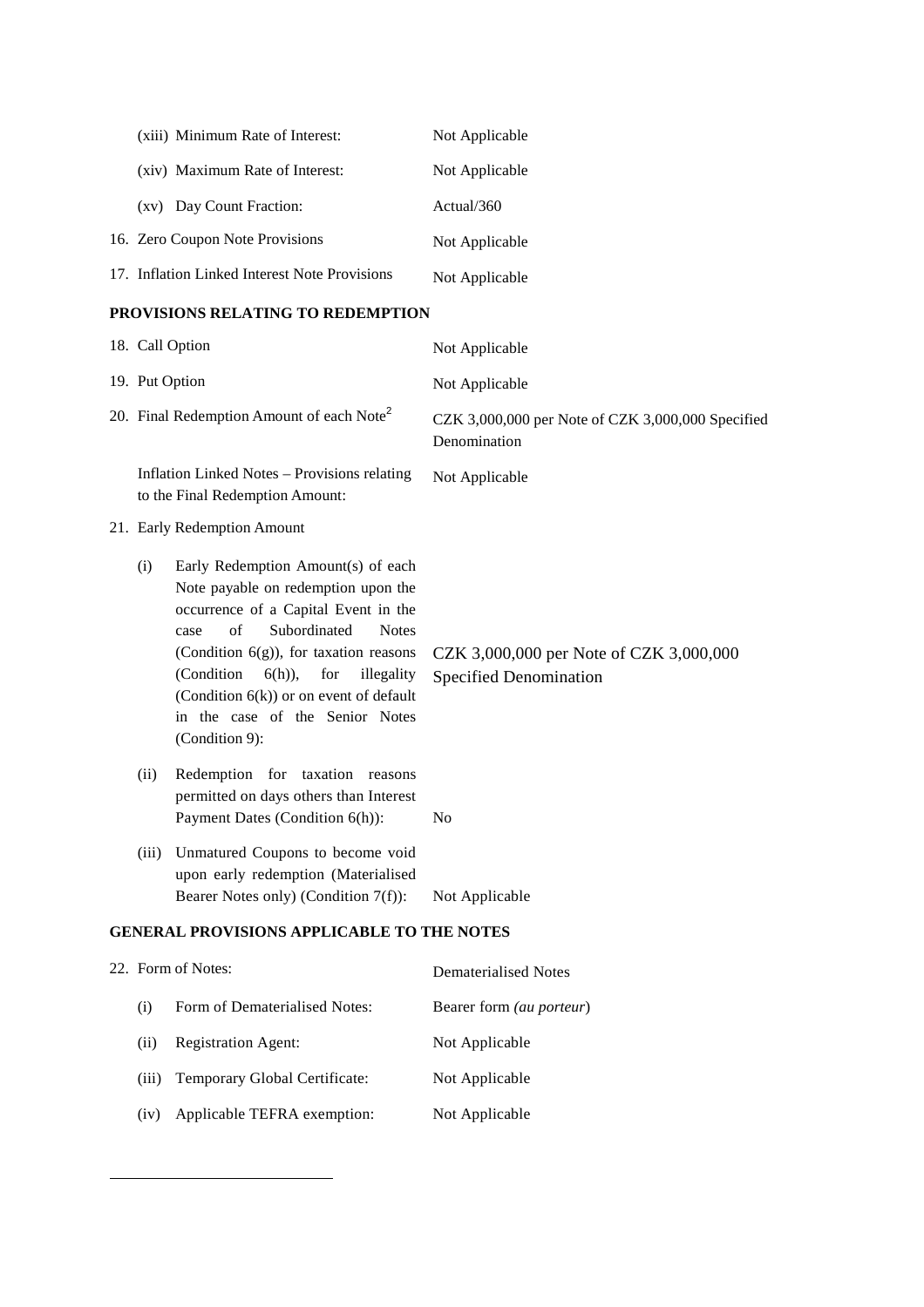| | |
|---|---|
| (xiii) Minimum Rate of Interest: | Not Applicable |
| (xiv) Maximum Rate of Interest: | Not Applicable |
| (xv) Day Count Fraction: | Actual/360 |
| 16. Zero Coupon Note Provisions | Not Applicable |
| 17. Inflation Linked Interest Note Provisions | Not Applicable |

**PROVISIONS RELATING TO REDEMPTION**

| | |
|---|---|
| 18. Call Option | Not Applicable |
| 19. Put Option | Not Applicable |
| 20. Final Redemption Amount of each Note[2] | CZK 3,000,000 per Note of CZK 3,000,000 Specified Denomination |
| Inflation Linked Notes – Provisions relating to the Final Redemption Amount: | Not Applicable |
| 21. Early Redemption Amount | |
| (i) Early Redemption Amount(s) of each Note payable on redemption upon the occurrence of a Capital Event in the case of Subordinated Notes (Condition 6(g)), for taxation reasons (Condition 6(h)), for illegality (Condition 6(k)) or on event of default in the case of the Senior Notes (Condition 9): | CZK 3,000,000 per Note of CZK 3,000,000 Specified Denomination |
| (ii) Redemption for taxation reasons permitted on days others than Interest Payment Dates (Condition 6(h)): | No |
| (iii) Unmatured Coupons to become void upon early redemption (Materialised Bearer Notes only) (Condition 7(f)): | Not Applicable |

**GENERAL PROVISIONS APPLICABLE TO THE NOTES**

| | |
|---|---|
| 22. Form of Notes: | Dematerialised Notes |
| (i) Form of Dematerialised Notes: | Bearer form *(au porteur)* |
| (ii) Registration Agent: | Not Applicable |
| (iii) Temporary Global Certificate: | Not Applicable |
| (iv) Applicable TEFRA exemption: | Not Applicable |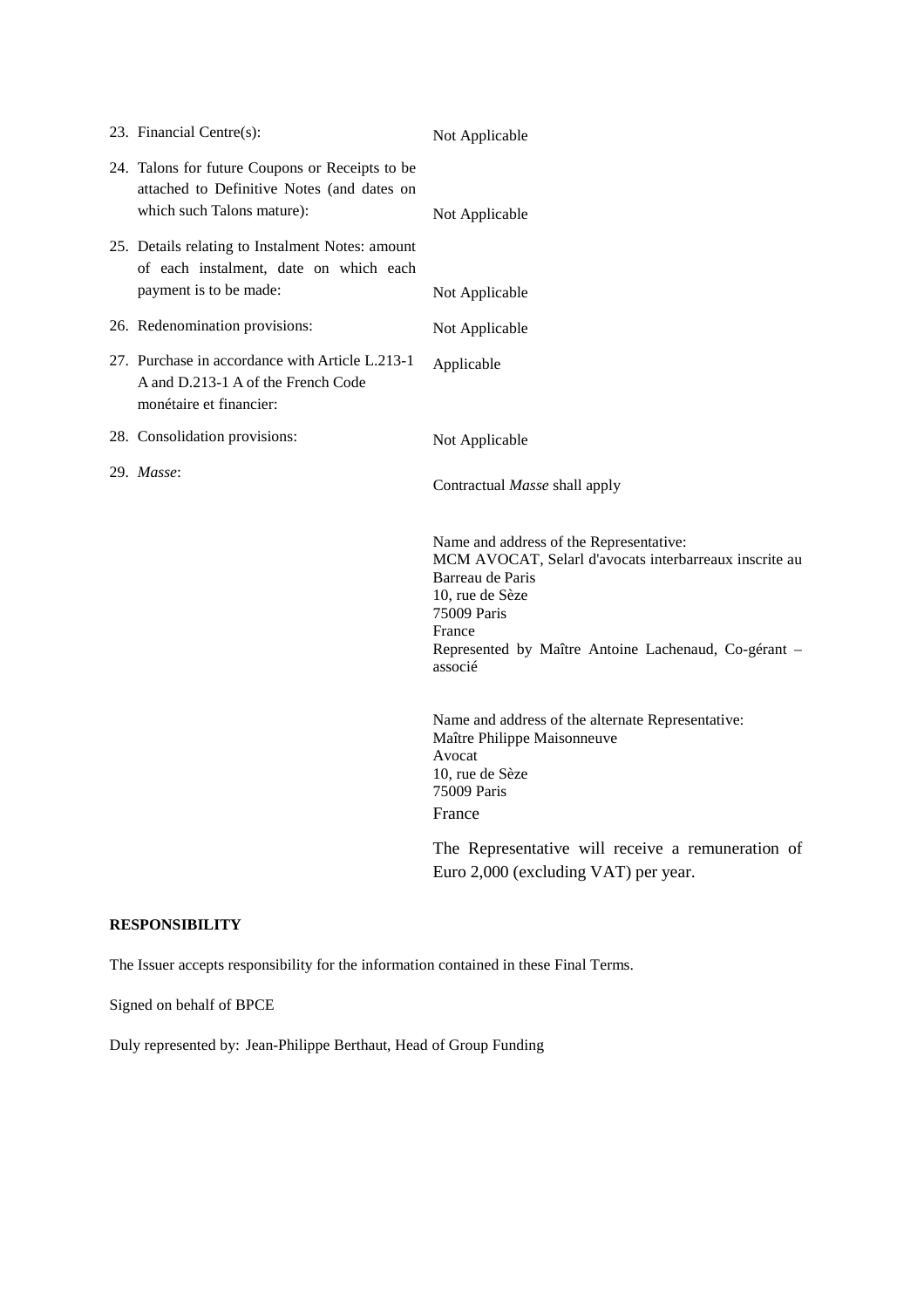| | |
|---|---|
| 23. Financial Centre(s): | Not Applicable |
| 24. Talons for future Coupons or Receipts to be attached to Definitive Notes (and dates on which such Talons mature): | Not Applicable |
| 25. Details relating to Instalment Notes: amount of each instalment, date on which each payment is to be made: | Not Applicable |
| 26. Redenomination provisions: | Not Applicable |
| 27. Purchase in accordance with Article L.213-1 A and D.213-1 A of the French Code monétaire et financier: | Applicable |
| 28. Consolidation provisions: | Not Applicable |
| 29. *Masse*: | Contractual *Masse* shall apply<br><br>Name and address of the Representative:<br>MCM AVOCAT, Selarl d'avocats interbarreaux inscrite au Barreau de Paris<br>10, rue de Sèze<br>75009 Paris<br>France<br>Represented by Maître Antoine Lachenaud, Co-gérant – associé<br><br>Name and address of the alternate Representative:<br>Maître Philippe Maisonneuve<br>Avocat<br>10, rue de Sèze<br>75009 Paris<br>France<br><br>The Representative will receive a remuneration of Euro 2,000 (excluding VAT) per year. |

**RESPONSIBILITY**

The Issuer accepts responsibility for the information contained in these Final Terms.

Signed on behalf of BPCE

Duly represented by: Jean-Philippe Berthaut, Head of Group Funding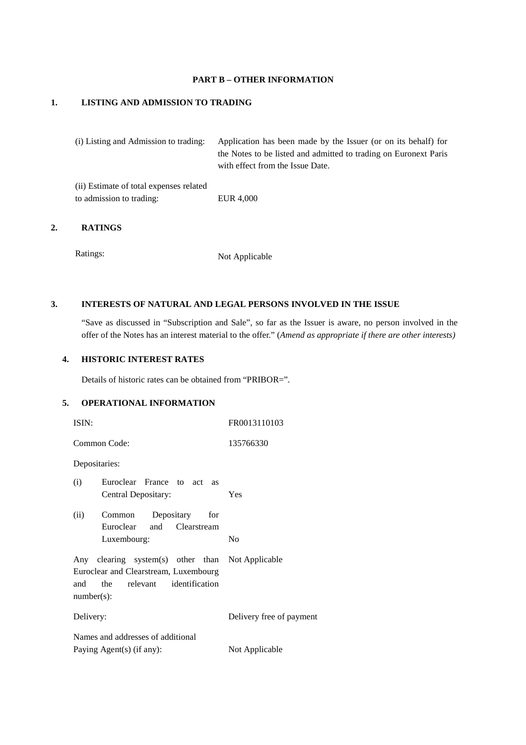## PART B – OTHER INFORMATION

### 1. LISTING AND ADMISSION TO TRADING

| | |
|---|---|
| (i) Listing and Admission to trading: | Application has been made by the Issuer (or on its behalf) for the Notes to be listed and admitted to trading on Euronext Paris with effect from the Issue Date. |
| (ii) Estimate of total expenses related to admission to trading: | EUR 4,000 |

### 2. RATINGS

| | |
|---|---|
| Ratings: | Not Applicable |

### 3. INTERESTS OF NATURAL AND LEGAL PERSONS INVOLVED IN THE ISSUE

"Save as discussed in "Subscription and Sale", so far as the Issuer is aware, no person involved in the offer of the Notes has an interest material to the offer." (*Amend as appropriate if there are other interests)*

### 4. HISTORIC INTEREST RATES

Details of historic rates can be obtained from "PRIBOR=".

### 5. OPERATIONAL INFORMATION

| | |
|---|---|
| ISIN: | FR0013110103 |
| Common Code: | 135766330 |
| Depositaries: | |
| (i) Euroclear France to act as Central Depositary: | Yes |
| (ii) Common Depositary for Euroclear and Clearstream Luxembourg: | No |
| Any clearing system(s) other than Euroclear and Clearstream, Luxembourg and the relevant identification number(s): | Not Applicable |
| Delivery: | Delivery free of payment |
| Names and addresses of additional Paying Agent(s) (if any): | Not Applicable |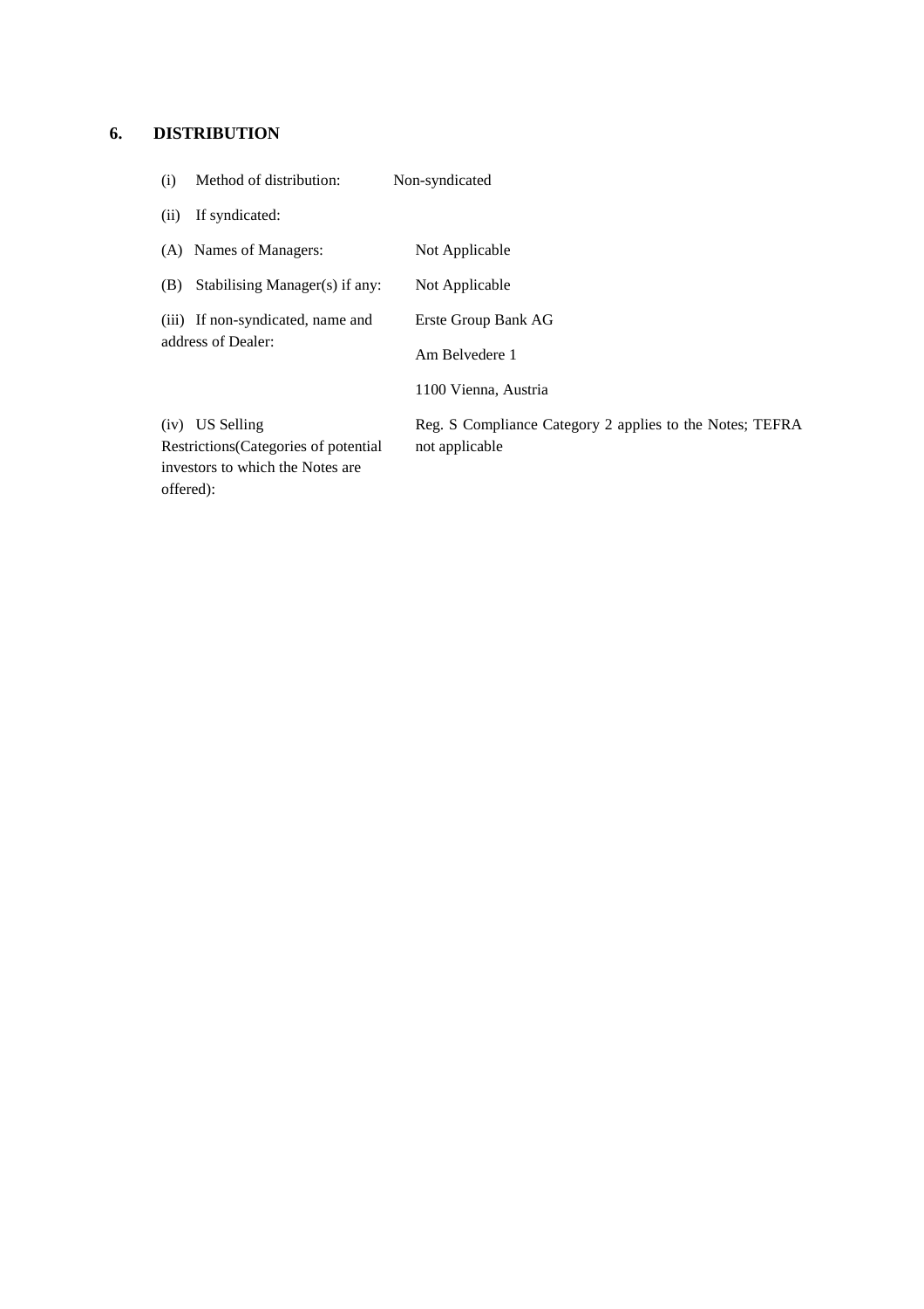## 6. DISTRIBUTION

| | |
|---|---|
| (i) Method of distribution: | Non-syndicated |
| (ii) If syndicated: | |
| (A) Names of Managers: | Not Applicable |
| (B) Stabilising Manager(s) if any: | Not Applicable |
| (iii) If non-syndicated, name and address of Dealer: | Erste Group Bank AG<br>Am Belvedere 1<br>1100 Vienna, Austria |
| (iv) US Selling Restrictions(Categories of potential investors to which the Notes are offered): | Reg. S Compliance Category 2 applies to the Notes; TEFRA not applicable |